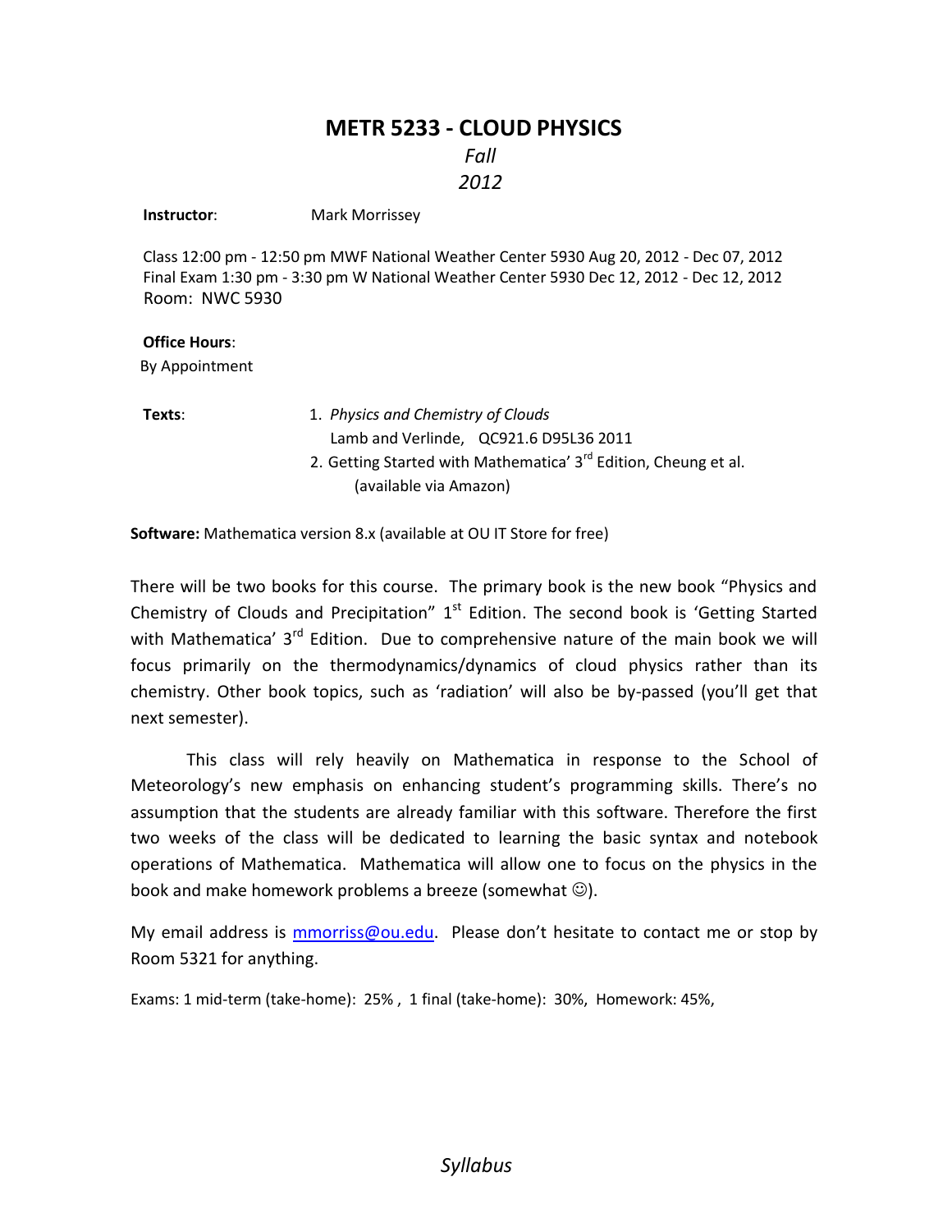# METR 5233 - CLOUD PHYSICS

*Fall*

*2012*

**Instructor**: Mark Morrissey

Class 12:00 pm - 12:50 pm MWF National Weather Center 5930 Aug 20, 2012 - Dec 07, 2012
Final Exam 1:30 pm - 3:30 pm W National Weather Center 5930 Dec 12, 2012 - Dec 12, 2012
Room: NWC 5930

**Office Hours**:
By Appointment

**Texts**:

1. *Physics and Chemistry of Clouds*
   Lamb and Verlinde, QC921.6 D95L36 2011
2. Getting Started with Mathematica' 3rd Edition, Cheung et al.
   (available via Amazon)

**Software:** Mathematica version 8.x (available at OU IT Store for free)

There will be two books for this course. The primary book is the new book "Physics and Chemistry of Clouds and Precipitation" 1st Edition. The second book is 'Getting Started with Mathematica' 3rd Edition. Due to comprehensive nature of the main book we will focus primarily on the thermodynamics/dynamics of cloud physics rather than its chemistry. Other book topics, such as 'radiation' will also be by-passed (you'll get that next semester).

This class will rely heavily on Mathematica in response to the School of Meteorology's new emphasis on enhancing student's programming skills. There's no assumption that the students are already familiar with this software. Therefore the first two weeks of the class will be dedicated to learning the basic syntax and notebook operations of Mathematica. Mathematica will allow one to focus on the physics in the book and make homework problems a breeze (somewhat ☺).

My email address is mmorriss@ou.edu. Please don't hesitate to contact me or stop by Room 5321 for anything.

Exams: 1 mid-term (take-home): 25% , 1 final (take-home): 30%, Homework: 45%,

*Syllabus*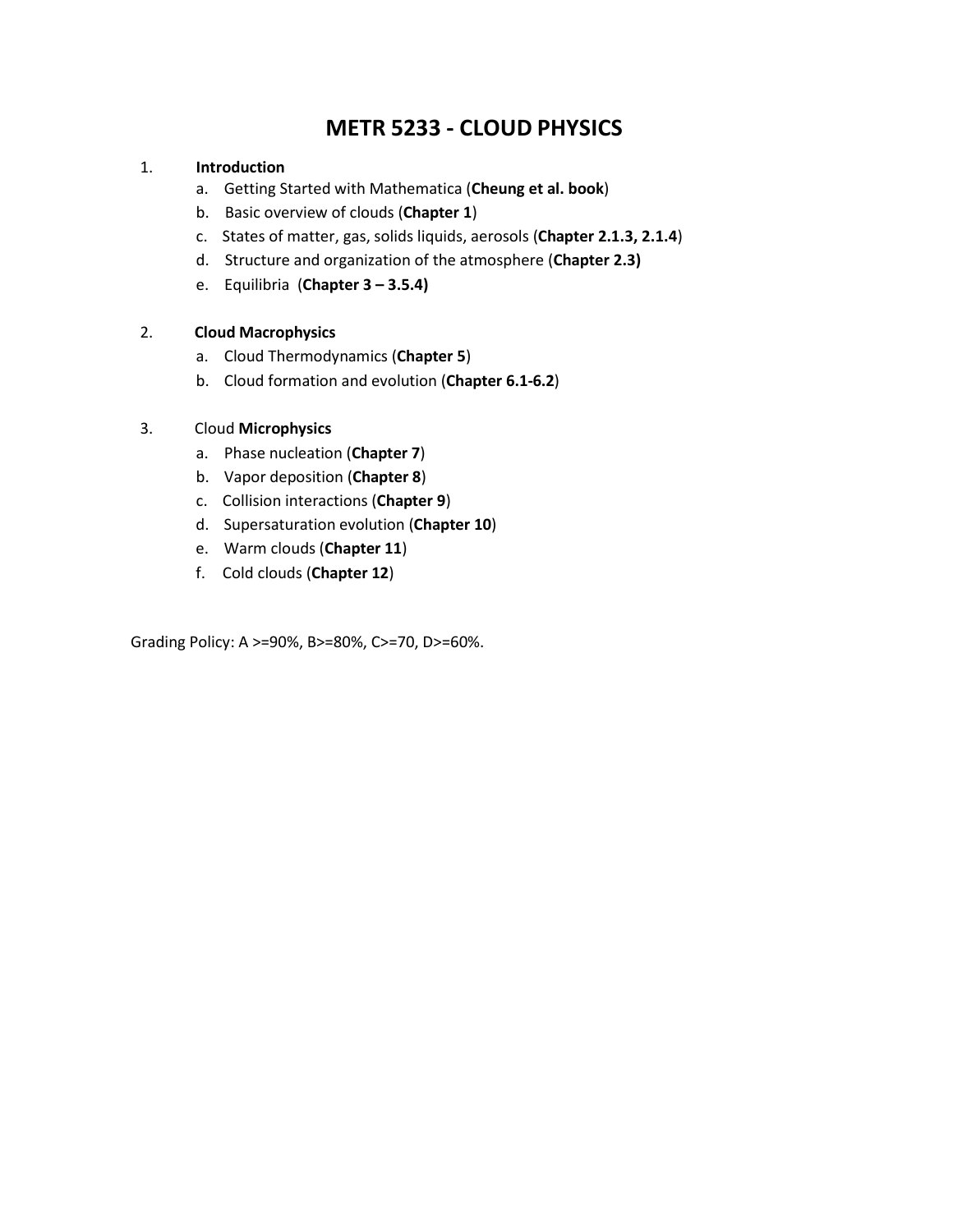# METR 5233 - CLOUD PHYSICS

1. **Introduction**
   a. Getting Started with Mathematica (**Cheung et al. book**)
   b. Basic overview of clouds (**Chapter 1**)
   c. States of matter, gas, solids liquids, aerosols (**Chapter 2.1.3, 2.1.4**)
   d. Structure and organization of the atmosphere (**Chapter 2.3)**
   e. Equilibria (**Chapter 3 – 3.5.4)**

2. **Cloud Macrophysics**
   a. Cloud Thermodynamics (**Chapter 5**)
   b. Cloud formation and evolution (**Chapter 6.1-6.2**)

3. Cloud **Microphysics**
   a. Phase nucleation (**Chapter 7**)
   b. Vapor deposition (**Chapter 8**)
   c. Collision interactions (**Chapter 9**)
   d. Supersaturation evolution (**Chapter 10**)
   e. Warm clouds (**Chapter 11**)
   f. Cold clouds (**Chapter 12**)

Grading Policy: A >=90%, B>=80%, C>=70, D>=60%.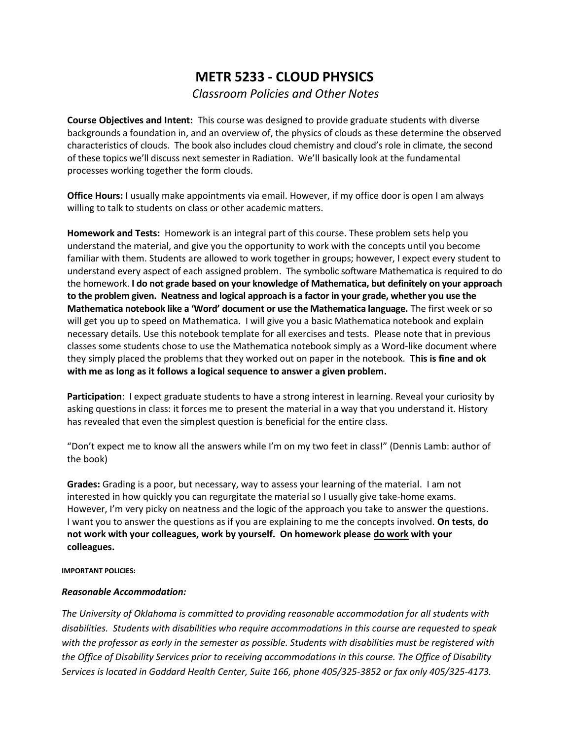# METR 5233 - CLOUD PHYSICS

*Classroom Policies and Other Notes*

**Course Objectives and Intent:** This course was designed to provide graduate students with diverse backgrounds a foundation in, and an overview of, the physics of clouds as these determine the observed characteristics of clouds. The book also includes cloud chemistry and cloud's role in climate, the second of these topics we'll discuss next semester in Radiation. We'll basically look at the fundamental processes working together the form clouds.

**Office Hours:** I usually make appointments via email. However, if my office door is open I am always willing to talk to students on class or other academic matters.

**Homework and Tests:** Homework is an integral part of this course. These problem sets help you understand the material, and give you the opportunity to work with the concepts until you become familiar with them. Students are allowed to work together in groups; however, I expect every student to understand every aspect of each assigned problem. The symbolic software Mathematica is required to do the homework. **I do not grade based on your knowledge of Mathematica, but definitely on your approach to the problem given. Neatness and logical approach is a factor in your grade, whether you use the Mathematica notebook like a 'Word' document or use the Mathematica language.** The first week or so will get you up to speed on Mathematica. I will give you a basic Mathematica notebook and explain necessary details. Use this notebook template for all exercises and tests. Please note that in previous classes some students chose to use the Mathematica notebook simply as a Word-like document where they simply placed the problems that they worked out on paper in the notebook. **This is fine and ok with me as long as it follows a logical sequence to answer a given problem.**

**Participation**: I expect graduate students to have a strong interest in learning. Reveal your curiosity by asking questions in class: it forces me to present the material in a way that you understand it. History has revealed that even the simplest question is beneficial for the entire class.

"Don't expect me to know all the answers while I'm on my two feet in class!" (Dennis Lamb: author of the book)

**Grades:** Grading is a poor, but necessary, way to assess your learning of the material. I am not interested in how quickly you can regurgitate the material so I usually give take-home exams. However, I'm very picky on neatness and the logic of the approach you take to answer the questions. I want you to answer the questions as if you are explaining to me the concepts involved. **On tests**, **do not work with your colleagues, work by yourself. On homework please <u>do work</u> with your colleagues.**

**IMPORTANT POLICIES:**

***Reasonable Accommodation:***

*The University of Oklahoma is committed to providing reasonable accommodation for all students with disabilities. Students with disabilities who require accommodations in this course are requested to speak with the professor as early in the semester as possible. Students with disabilities must be registered with the Office of Disability Services prior to receiving accommodations in this course. The Office of Disability Services is located in Goddard Health Center, Suite 166, phone 405/325-3852 or fax only 405/325-4173.*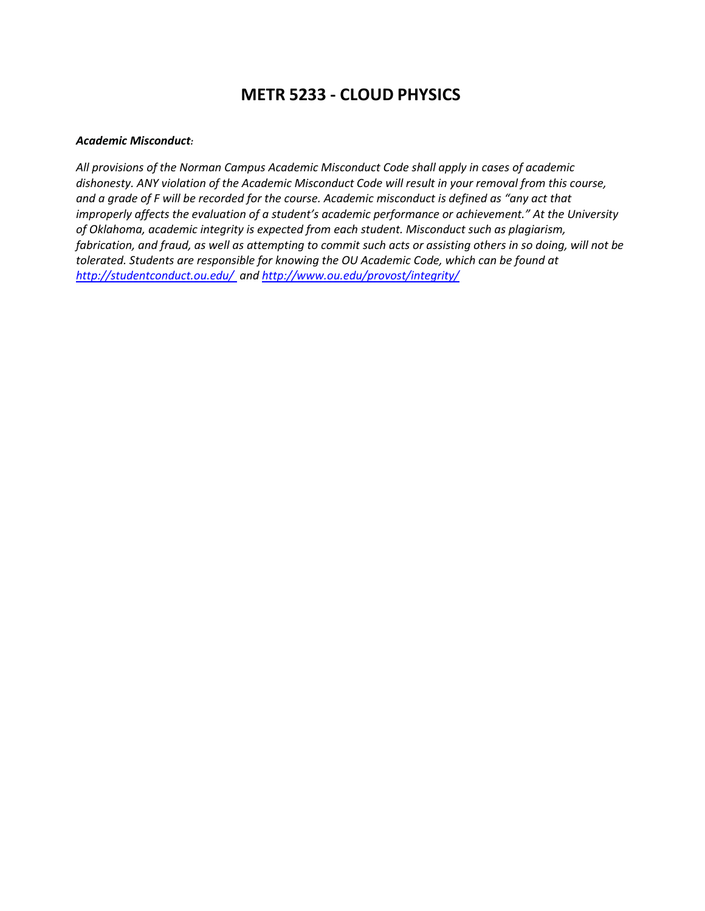# METR 5233 - CLOUD PHYSICS

***Academic Misconduct**:*

*All provisions of the Norman Campus Academic Misconduct Code shall apply in cases of academic dishonesty. ANY violation of the Academic Misconduct Code will result in your removal from this course, and a grade of F will be recorded for the course. Academic misconduct is defined as "any act that improperly affects the evaluation of a student's academic performance or achievement." At the University of Oklahoma, academic integrity is expected from each student. Misconduct such as plagiarism, fabrication, and fraud, as well as attempting to commit such acts or assisting others in so doing, will not be tolerated. Students are responsible for knowing the OU Academic Code, which can be found at [http://studentconduct.ou.edu/](http://studentconduct.ou.edu/) and [http://www.ou.edu/provost/integrity/](http://www.ou.edu/provost/integrity/)*